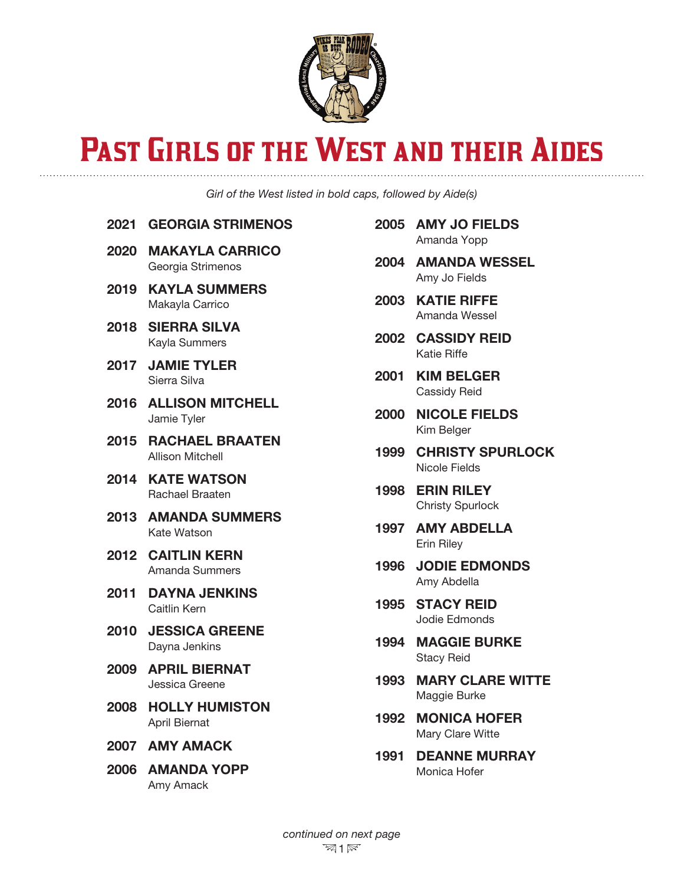# Past Girls of the West and their Aides

*Girl of the West listed in bold caps, followed by Aide(s)*

**2021 GEORGIA STRIMENOS**

**2020 MAKAYLA CARRICO**
Georgia Strimenos

**2019 KAYLA SUMMERS**
Makayla Carrico

**2018 SIERRA SILVA**
Kayla Summers

**2017 JAMIE TYLER**
Sierra Silva

**2016 ALLISON MITCHELL**
Jamie Tyler

**2015 RACHAEL BRAATEN**
Allison Mitchell

**2014 KATE WATSON**
Rachael Braaten

**2013 AMANDA SUMMERS**
Kate Watson

**2012 CAITLIN KERN**
Amanda Summers

**2011 DAYNA JENKINS**
Caitlin Kern

**2010 JESSICA GREENE**
Dayna Jenkins

**2009 APRIL BIERNAT**
Jessica Greene

**2008 HOLLY HUMISTON**
April Biernat

**2007 AMY AMACK**

**2006 AMANDA YOPP**
Amy Amack

**2005 AMY JO FIELDS**
Amanda Yopp

**2004 AMANDA WESSEL**
Amy Jo Fields

**2003 KATIE RIFFE**
Amanda Wessel

**2002 CASSIDY REID**
Katie Riffe

**2001 KIM BELGER**
Cassidy Reid

**2000 NICOLE FIELDS**
Kim Belger

**1999 CHRISTY SPURLOCK**
Nicole Fields

**1998 ERIN RILEY**
Christy Spurlock

**1997 AMY ABDELLA**
Erin Riley

**1996 JODIE EDMONDS**
Amy Abdella

**1995 STACY REID**
Jodie Edmonds

**1994 MAGGIE BURKE**
Stacy Reid

**1993 MARY CLARE WITTE**
Maggie Burke

**1992 MONICA HOFER**
Mary Clare Witte

**1991 DEANNE MURRAY**
Monica Hofer

*continued on next page*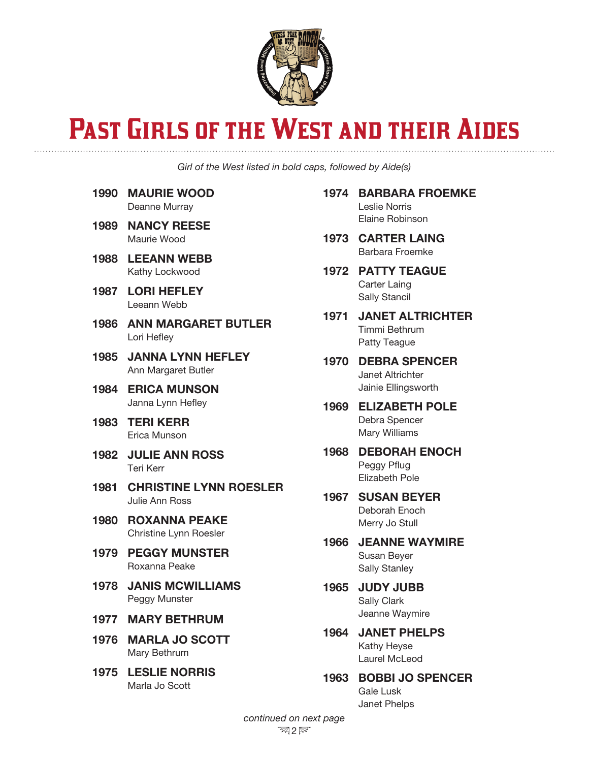# Past Girls of the West and their Aides

*Girl of the West listed in bold caps, followed by Aide(s)*

**1990 MAURIE WOOD**
Deanne Murray

**1989 NANCY REESE**
Maurie Wood

**1988 LEEANN WEBB**
Kathy Lockwood

**1987 LORI HEFLEY**
Leeann Webb

**1986 ANN MARGARET BUTLER**
Lori Hefley

**1985 JANNA LYNN HEFLEY**
Ann Margaret Butler

**1984 ERICA MUNSON**
Janna Lynn Hefley

**1983 TERI KERR**
Erica Munson

**1982 JULIE ANN ROSS**
Teri Kerr

**1981 CHRISTINE LYNN ROESLER**
Julie Ann Ross

**1980 ROXANNA PEAKE**
Christine Lynn Roesler

**1979 PEGGY MUNSTER**
Roxanna Peake

**1978 JANIS MCWILLIAMS**
Peggy Munster

**1977 MARY BETHRUM**

**1976 MARLA JO SCOTT**
Mary Bethrum

**1975 LESLIE NORRIS**
Marla Jo Scott

**1974 BARBARA FROEMKE**
Leslie Norris
Elaine Robinson

**1973 CARTER LAING**
Barbara Froemke

**1972 PATTY TEAGUE**
Carter Laing
Sally Stancil

**1971 JANET ALTRICHTER**
Timmi Bethrum
Patty Teague

**1970 DEBRA SPENCER**
Janet Altrichter
Jainie Ellingsworth

**1969 ELIZABETH POLE**
Debra Spencer
Mary Williams

**1968 DEBORAH ENOCH**
Peggy Pflug
Elizabeth Pole

**1967 SUSAN BEYER**
Deborah Enoch
Merry Jo Stull

**1966 JEANNE WAYMIRE**
Susan Beyer
Sally Stanley

**1965 JUDY JUBB**
Sally Clark
Jeanne Waymire

**1964 JANET PHELPS**
Kathy Heyse
Laurel McLeod

**1963 BOBBI JO SPENCER**
Gale Lusk
Janet Phelps

*continued on next page*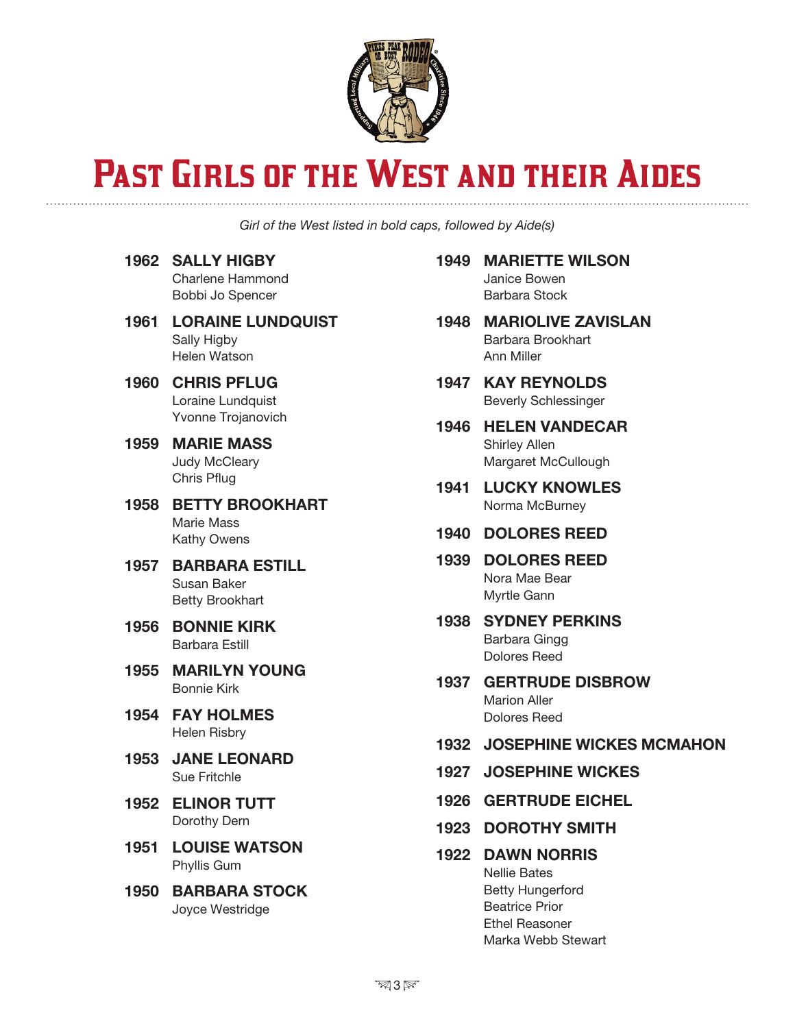# Past Girls of the West and their Aides

*Girl of the West listed in bold caps, followed by Aide(s)*

**1962 SALLY HIGBY**
Charlene Hammond
Bobbi Jo Spencer

**1961 LORAINE LUNDQUIST**
Sally Higby
Helen Watson

**1960 CHRIS PFLUG**
Loraine Lundquist
Yvonne Trojanovich

**1959 MARIE MASS**
Judy McCleary
Chris Pflug

**1958 BETTY BROOKHART**
Marie Mass
Kathy Owens

**1957 BARBARA ESTILL**
Susan Baker
Betty Brookhart

**1956 BONNIE KIRK**
Barbara Estill

**1955 MARILYN YOUNG**
Bonnie Kirk

**1954 FAY HOLMES**
Helen Risbry

**1953 JANE LEONARD**
Sue Fritchle

**1952 ELINOR TUTT**
Dorothy Dern

**1951 LOUISE WATSON**
Phyllis Gum

**1950 BARBARA STOCK**
Joyce Westridge

**1949 MARIETTE WILSON**
Janice Bowen
Barbara Stock

**1948 MARIOLIVE ZAVISLAN**
Barbara Brookhart
Ann Miller

**1947 KAY REYNOLDS**
Beverly Schlessinger

**1946 HELEN VANDECAR**
Shirley Allen
Margaret McCullough

**1941 LUCKY KNOWLES**
Norma McBurney

**1940 DOLORES REED**

**1939 DOLORES REED**
Nora Mae Bear
Myrtle Gann

**1938 SYDNEY PERKINS**
Barbara Gingg
Dolores Reed

**1937 GERTRUDE DISBROW**
Marion Aller
Dolores Reed

**1932 JOSEPHINE WICKES MCMAHON**

**1927 JOSEPHINE WICKES**

**1926 GERTRUDE EICHEL**

**1923 DOROTHY SMITH**

**1922 DAWN NORRIS**
Nellie Bates
Betty Hungerford
Beatrice Prior
Ethel Reasoner
Marka Webb Stewart